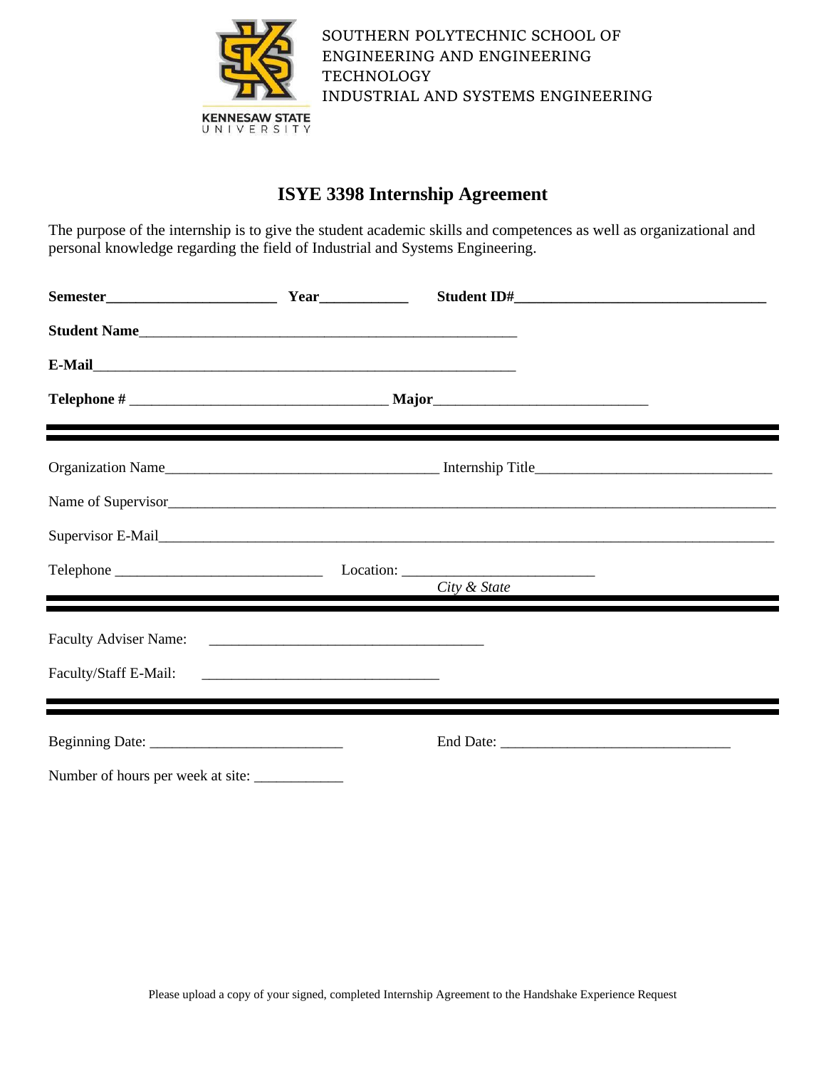SOUTHERN POLYTECHNIC SCHOOL OF ENGINEERING AND ENGINEERING TECHNOLOGY
INDUSTRIAL AND SYSTEMS ENGINEERING

KENNESAW STATE UNIVERSITY

# ISYE 3398 Internship Agreement

The purpose of the internship is to give the student academic skills and competences as well as organizational and personal knowledge regarding the field of Industrial and Systems Engineering.

**Semester**______________________ **Year**___________ **Student ID#**________________________________

**Student Name**_________________________________________________

**E-Mail**______________________________________________________

**Telephone #** ________________________________ **Major**___________________________

---

Organization Name___________________________________ Internship Title______________________________

Name of Supervisor_______________________________________________________________________________

Supervisor E-Mail_________________________________________________________________________________

Telephone __________________________ Location: ________________________
*City & State*

---

Faculty Adviser Name: ___________________________________

Faculty/Staff E-Mail: ______________________________

---

Beginning Date: ________________________ End Date: _____________________________

Number of hours per week at site: ___________

Please upload a copy of your signed, completed Internship Agreement to the Handshake Experience Request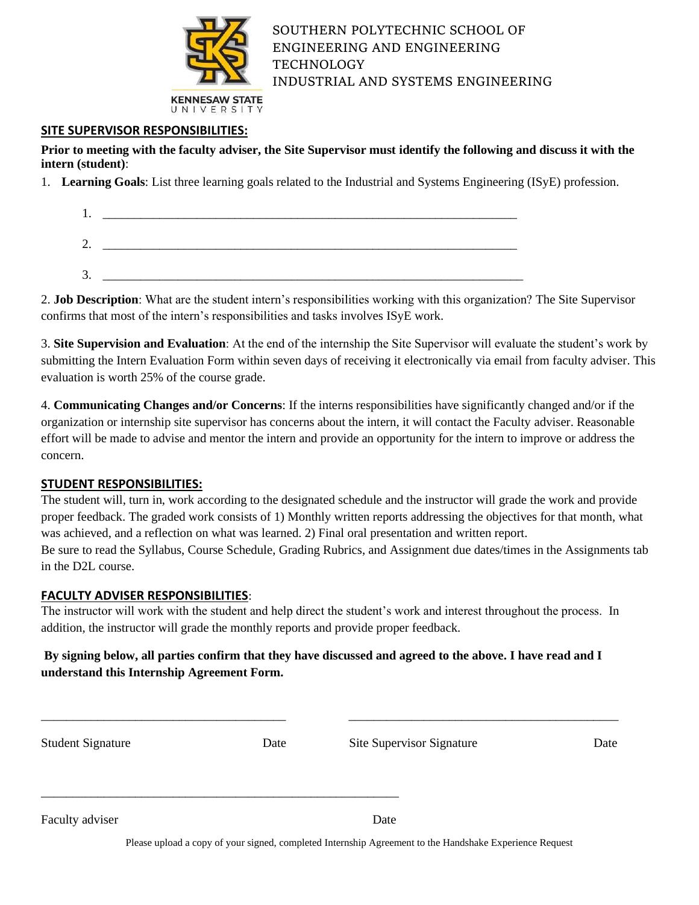SOUTHERN POLYTECHNIC SCHOOL OF ENGINEERING AND ENGINEERING TECHNOLOGY
INDUSTRIAL AND SYSTEMS ENGINEERING

KENNESAW STATE UNIVERSITY

## SITE SUPERVISOR RESPONSIBILITIES:

**Prior to meeting with the faculty adviser, the Site Supervisor must identify the following and discuss it with the intern (student)**:

1. **Learning Goals**: List three learning goals related to the Industrial and Systems Engineering (ISyE) profession.

    1. ______________________________________________________________________
    2. ______________________________________________________________________
    3. ______________________________________________________________________

2. **Job Description**: What are the student intern's responsibilities working with this organization? The Site Supervisor confirms that most of the intern's responsibilities and tasks involves ISyE work.

3. **Site Supervision and Evaluation**: At the end of the internship the Site Supervisor will evaluate the student's work by submitting the Intern Evaluation Form within seven days of receiving it electronically via email from faculty adviser. This evaluation is worth 25% of the course grade.

4. **Communicating Changes and/or Concerns**: If the interns responsibilities have significantly changed and/or if the organization or internship site supervisor has concerns about the intern, it will contact the Faculty adviser. Reasonable effort will be made to advise and mentor the intern and provide an opportunity for the intern to improve or address the concern.

## STUDENT RESPONSIBILITIES:

The student will, turn in, work according to the designated schedule and the instructor will grade the work and provide proper feedback. The graded work consists of 1) Monthly written reports addressing the objectives for that month, what was achieved, and a reflection on what was learned. 2) Final oral presentation and written report.
Be sure to read the Syllabus, Course Schedule, Grading Rubrics, and Assignment due dates/times in the Assignments tab in the D2L course.

## FACULTY ADVISER RESPONSIBILITIES:

The instructor will work with the student and help direct the student's work and interest throughout the process. In addition, the instructor will grade the monthly reports and provide proper feedback.

**By signing below, all parties confirm that they have discussed and agreed to the above. I have read and I understand this Internship Agreement Form.**

______________________________________ ______________________________________

Student Signature Date Site Supervisor Signature Date

______________________________________________________

Faculty adviser Date

Please upload a copy of your signed, completed Internship Agreement to the Handshake Experience Request